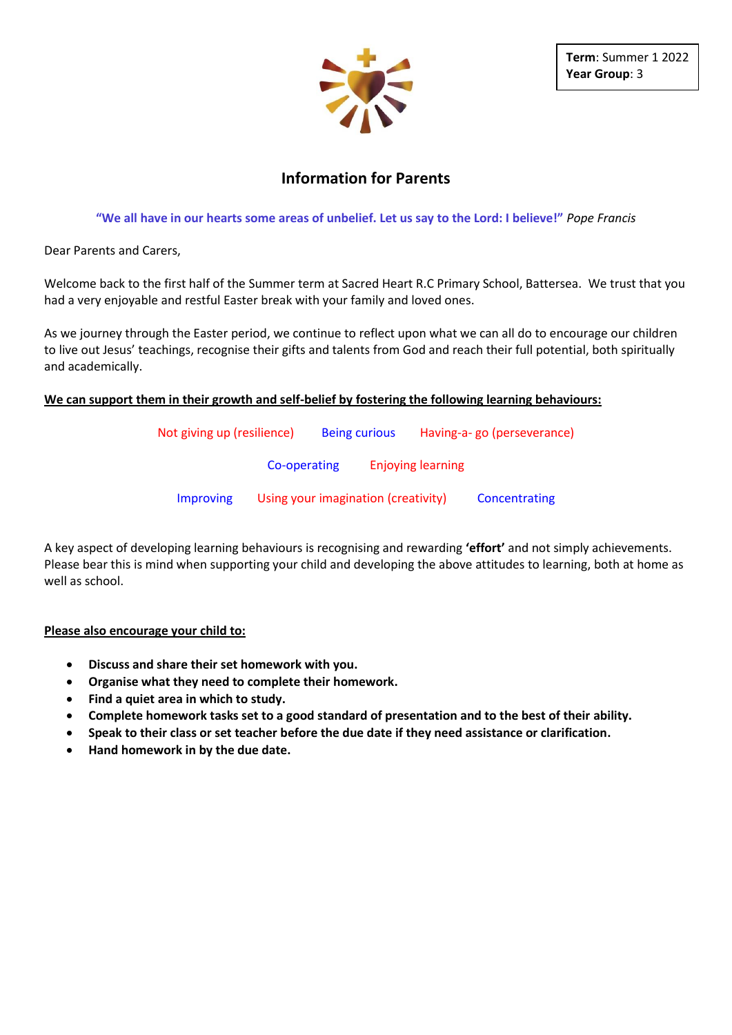**Term**: Summer 1 2022
**Year Group**: 3

# Information for Parents

**"We all have in our hearts some areas of unbelief. Let us say to the Lord: I believe!"** *Pope Francis*

Dear Parents and Carers,

Welcome back to the first half of the Summer term at Sacred Heart R.C Primary School, Battersea. We trust that you had a very enjoyable and restful Easter break with your family and loved ones.

As we journey through the Easter period, we continue to reflect upon what we can all do to encourage our children to live out Jesus' teachings, recognise their gifts and talents from God and reach their full potential, both spiritually and academically.

**We can support them in their growth and self-belief by fostering the following learning behaviours:**

Not giving up (resilience) Being curious Having-a- go (perseverance)

Co-operating Enjoying learning

Improving Using your imagination (creativity) Concentrating

A key aspect of developing learning behaviours is recognising and rewarding **'effort'** and not simply achievements. Please bear this is mind when supporting your child and developing the above attitudes to learning, both at home as well as school.

**Please also encourage your child to:**

- **Discuss and share their set homework with you.**
- **Organise what they need to complete their homework.**
- **Find a quiet area in which to study.**
- **Complete homework tasks set to a good standard of presentation and to the best of their ability.**
- **Speak to their class or set teacher before the due date if they need assistance or clarification.**
- **Hand homework in by the due date.**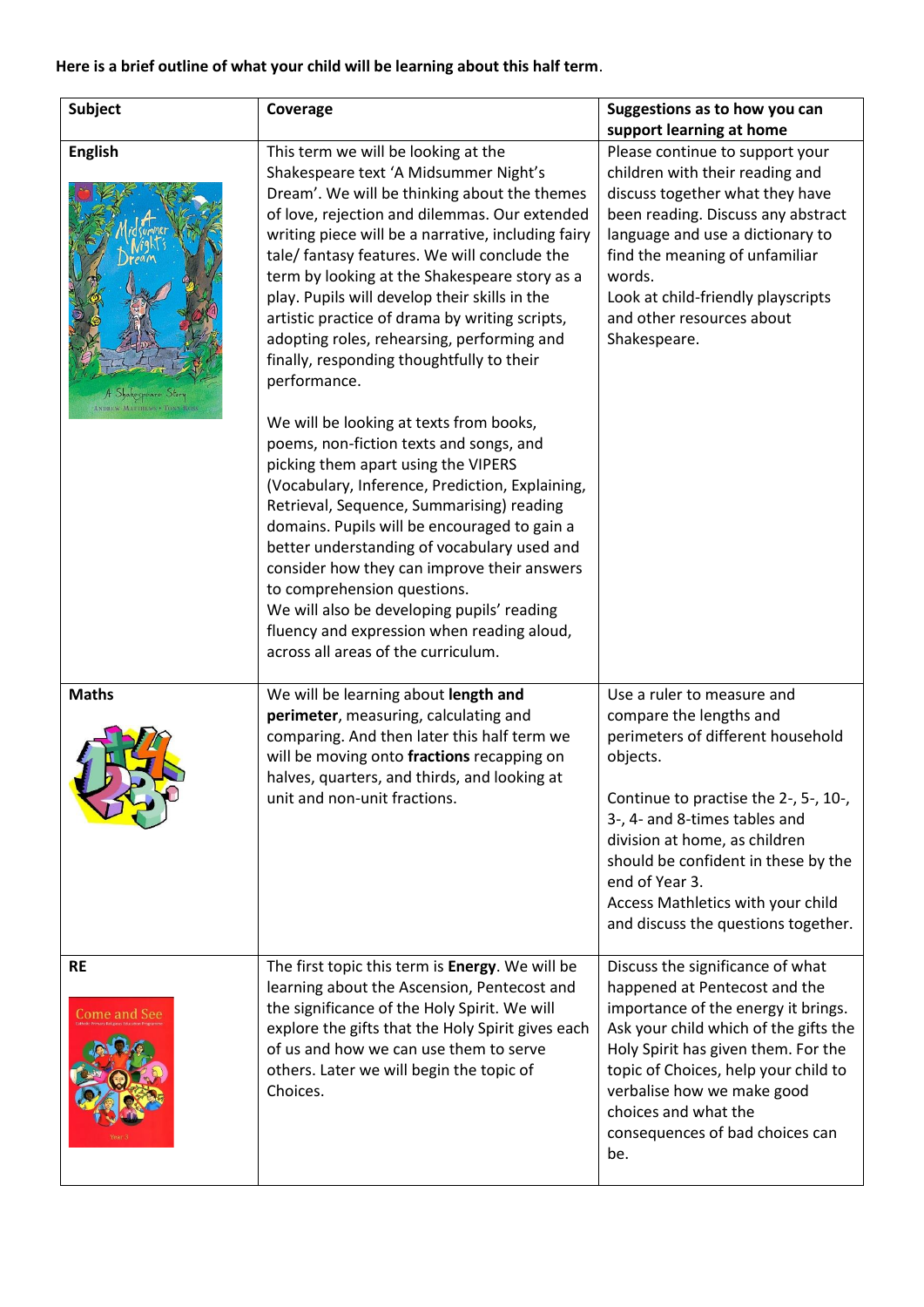**Here is a brief outline of what your child will be learning about this half term**.

| Subject | Coverage | Suggestions as to how you can support learning at home |
|---|---|---|
| **English** | This term we will be looking at the Shakespeare text 'A Midsummer Night's Dream'. We will be thinking about the themes of love, rejection and dilemmas. Our extended writing piece will be a narrative, including fairy tale/ fantasy features. We will conclude the term by looking at the Shakespeare story as a play. Pupils will develop their skills in the artistic practice of drama by writing scripts, adopting roles, rehearsing, performing and finally, responding thoughtfully to their performance.<br><br>We will be looking at texts from books, poems, non-fiction texts and songs, and picking them apart using the VIPERS (Vocabulary, Inference, Prediction, Explaining, Retrieval, Sequence, Summarising) reading domains. Pupils will be encouraged to gain a better understanding of vocabulary used and consider how they can improve their answers to comprehension questions.<br>We will also be developing pupils' reading fluency and expression when reading aloud, across all areas of the curriculum. | Please continue to support your children with their reading and discuss together what they have been reading. Discuss any abstract language and use a dictionary to find the meaning of unfamiliar words.<br>Look at child-friendly playscripts and other resources about Shakespeare. |
| **Maths** | We will be learning about **length and perimeter**, measuring, calculating and comparing. And then later this half term we will be moving onto **fractions** recapping on halves, quarters, and thirds, and looking at unit and non-unit fractions. | Use a ruler to measure and compare the lengths and perimeters of different household objects.<br><br>Continue to practise the 2-, 5-, 10-, 3-, 4- and 8-times tables and division at home, as children should be confident in these by the end of Year 3.<br>Access Mathletics with your child and discuss the questions together. |
| **RE** | The first topic this term is **Energy**. We will be learning about the Ascension, Pentecost and the significance of the Holy Spirit. We will explore the gifts that the Holy Spirit gives each of us and how we can use them to serve others. Later we will begin the topic of Choices. | Discuss the significance of what happened at Pentecost and the importance of the energy it brings. Ask your child which of the gifts the Holy Spirit has given them. For the topic of Choices, help your child to verbalise how we make good choices and what the consequences of bad choices can be. |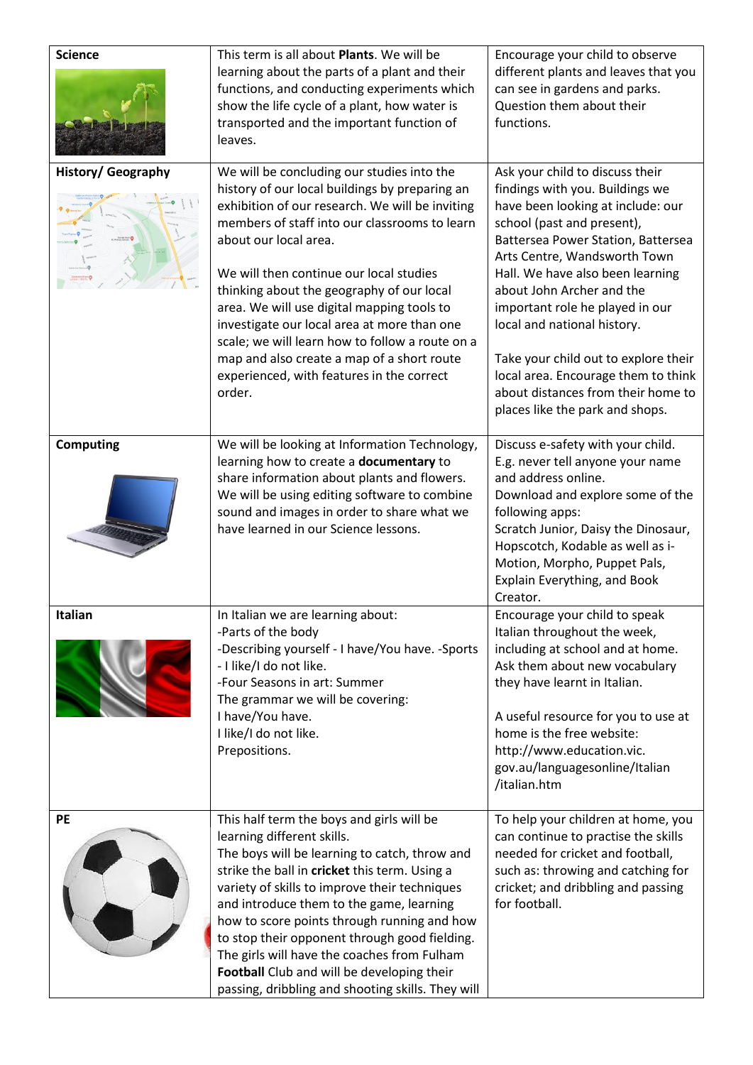| | | |
|---|---|---|
| **Science** | This term is all about **Plants**. We will be learning about the parts of a plant and their functions, and conducting experiments which show the life cycle of a plant, how water is transported and the important function of leaves. | Encourage your child to observe different plants and leaves that you can see in gardens and parks. Question them about their functions. |
| **History/ Geography** | We will be concluding our studies into the history of our local buildings by preparing an exhibition of our research. We will be inviting members of staff into our classrooms to learn about our local area.<br><br>We will then continue our local studies thinking about the geography of our local area. We will use digital mapping tools to investigate our local area at more than one scale; we will learn how to follow a route on a map and also create a map of a short route experienced, with features in the correct order. | Ask your child to discuss their findings with you. Buildings we have been looking at include: our school (past and present), Battersea Power Station, Battersea Arts Centre, Wandsworth Town Hall. We have also been learning about John Archer and the important role he played in our local and national history.<br><br>Take your child out to explore their local area. Encourage them to think about distances from their home to places like the park and shops. |
| **Computing** | We will be looking at Information Technology, learning how to create a **documentary** to share information about plants and flowers. We will be using editing software to combine sound and images in order to share what we have learned in our Science lessons. | Discuss e-safety with your child. E.g. never tell anyone your name and address online.<br>Download and explore some of the following apps:<br>Scratch Junior, Daisy the Dinosaur, Hopscotch, Kodable as well as i-Motion, Morpho, Puppet Pals, Explain Everything, and Book Creator. |
| **Italian** | In Italian we are learning about:<br>-Parts of the body<br>-Describing yourself - I have/You have. -Sports - I like/I do not like.<br>-Four Seasons in art: Summer<br>The grammar we will be covering:<br>I have/You have.<br>I like/I do not like.<br>Prepositions. | Encourage your child to speak Italian throughout the week, including at school and at home. Ask them about new vocabulary they have learnt in Italian.<br><br>A useful resource for you to use at home is the free website: http://www.education.vic.gov.au/languagesonline/Italian/italian.htm |
| **PE** | This half term the boys and girls will be learning different skills.<br>The boys will be learning to catch, throw and strike the ball in **cricket** this term. Using a variety of skills to improve their techniques and introduce them to the game, learning how to score points through running and how to stop their opponent through good fielding.<br>The girls will have the coaches from Fulham **Football** Club and will be developing their passing, dribbling and shooting skills. They will | To help your children at home, you can continue to practise the skills needed for cricket and football, such as: throwing and catching for cricket; and dribbling and passing for football. |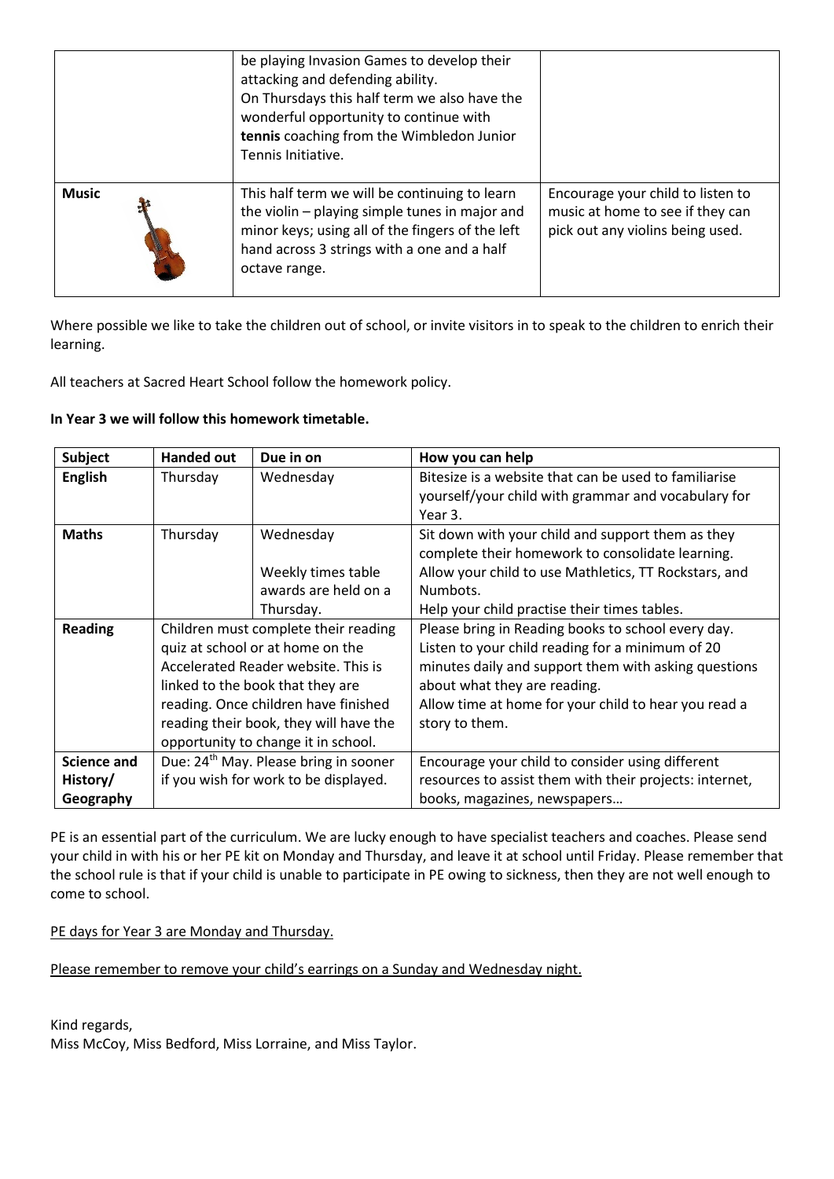| | | |
|---|---|---|
| | be playing Invasion Games to develop their attacking and defending ability.<br>On Thursdays this half term we also have the wonderful opportunity to continue with **tennis** coaching from the Wimbledon Junior Tennis Initiative. | |
| **Music** | This half term we will be continuing to learn the violin – playing simple tunes in major and minor keys; using all of the fingers of the left hand across 3 strings with a one and a half octave range. | Encourage your child to listen to music at home to see if they can pick out any violins being used. |

Where possible we like to take the children out of school, or invite visitors in to speak to the children to enrich their learning.

All teachers at Sacred Heart School follow the homework policy.

**In Year 3 we will follow this homework timetable.**

| Subject | Handed out | Due in on | How you can help |
|---|---|---|---|
| **English** | Thursday | Wednesday | Bitesize is a website that can be used to familiarise yourself/your child with grammar and vocabulary for Year 3. |
| **Maths** | Thursday | Wednesday<br><br>Weekly times table awards are held on a Thursday. | Sit down with your child and support them as they complete their homework to consolidate learning.<br>Allow your child to use Mathletics, TT Rockstars, and Numbots.<br>Help your child practise their times tables. |
| **Reading** | Children must complete their reading quiz at school or at home on the Accelerated Reader website. This is linked to the book that they are reading. Once children have finished reading their book, they will have the opportunity to change it in school. | | Please bring in Reading books to school every day.<br>Listen to your child reading for a minimum of 20 minutes daily and support them with asking questions about what they are reading.<br>Allow time at home for your child to hear you read a story to them. |
| **Science and History/ Geography** | Due: 24th May. Please bring in sooner if you wish for work to be displayed. | | Encourage your child to consider using different resources to assist them with their projects: internet, books, magazines, newspapers… |

PE is an essential part of the curriculum. We are lucky enough to have specialist teachers and coaches. Please send your child in with his or her PE kit on Monday and Thursday, and leave it at school until Friday. Please remember that the school rule is that if your child is unable to participate in PE owing to sickness, then they are not well enough to come to school.

<u>PE days for Year 3 are Monday and Thursday.</u>

<u>Please remember to remove your child's earrings on a Sunday and Wednesday night.</u>

Kind regards,
Miss McCoy, Miss Bedford, Miss Lorraine, and Miss Taylor.